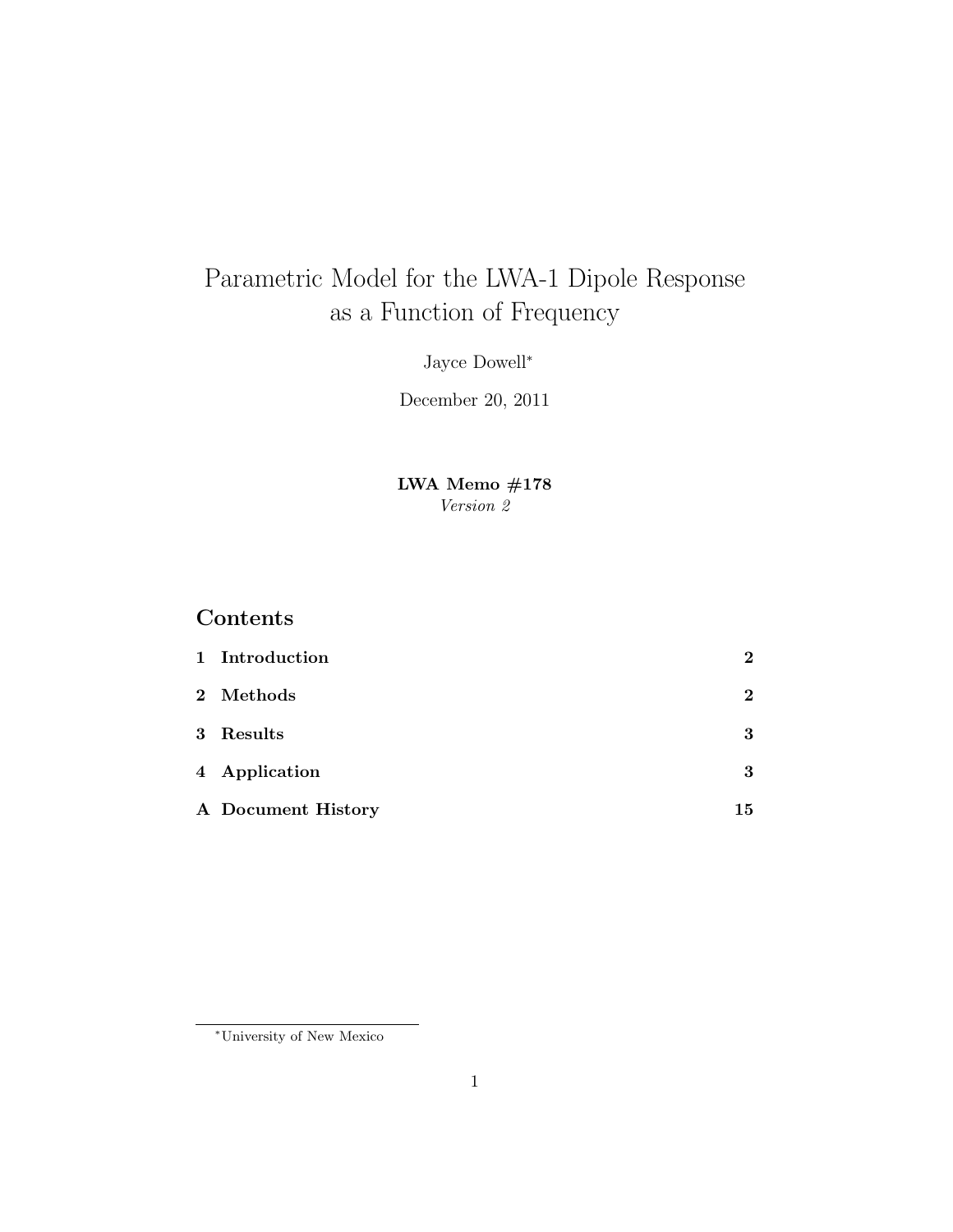# Parametric Model for the LWA-1 Dipole Response as a Function of Frequency

Jayce Dowell[*]

December 20, 2011

**LWA Memo #178**

*Version 2*

## Contents

| | | |
|---|---|---|
| **1** | **Introduction** | **2** |
| **2** | **Methods** | **2** |
| **3** | **Results** | **3** |
| **4** | **Application** | **3** |
| **A** | **Document History** | **15** |

[*]University of New Mexico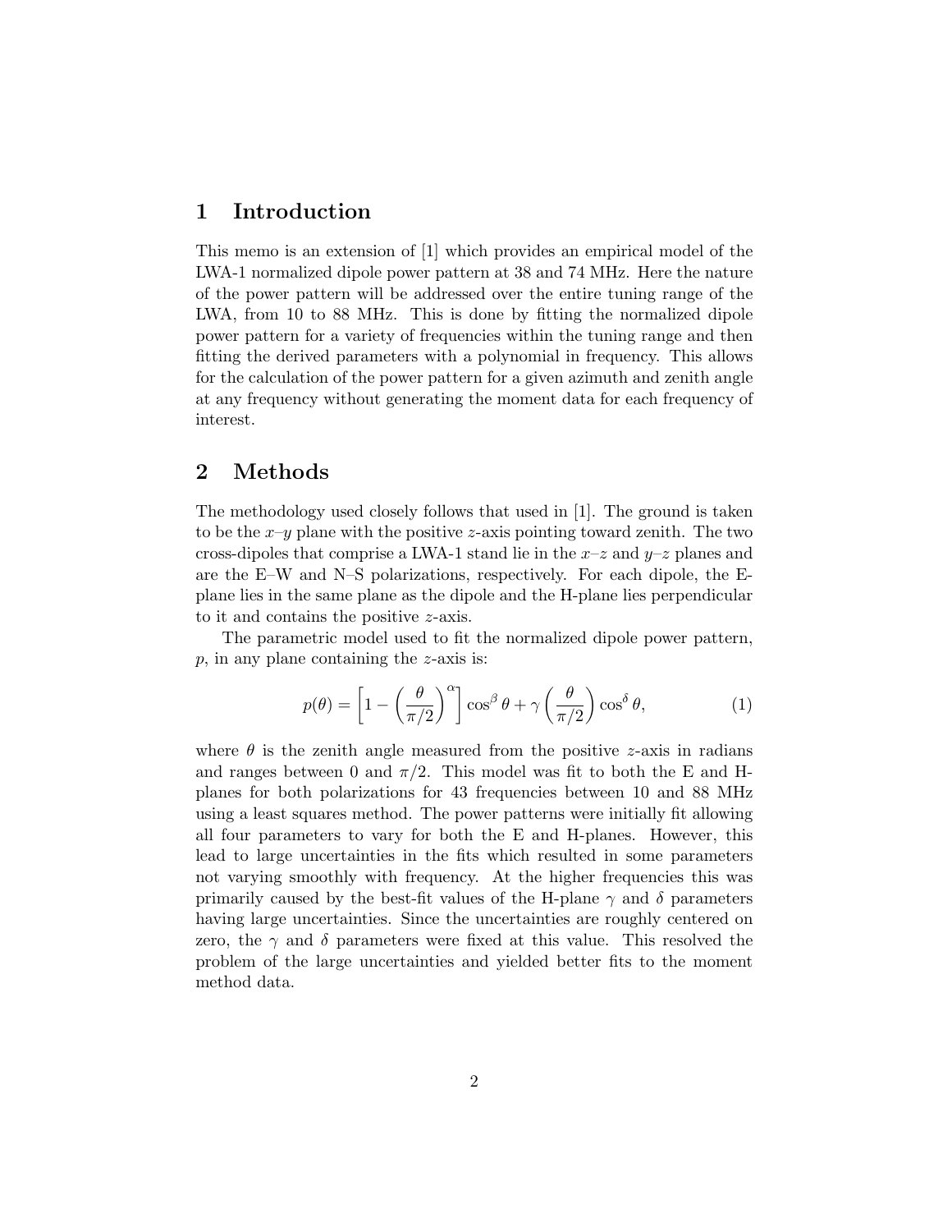## 1 Introduction

This memo is an extension of [1] which provides an empirical model of the LWA-1 normalized dipole power pattern at 38 and 74 MHz. Here the nature of the power pattern will be addressed over the entire tuning range of the LWA, from 10 to 88 MHz. This is done by fitting the normalized dipole power pattern for a variety of frequencies within the tuning range and then fitting the derived parameters with a polynomial in frequency. This allows for the calculation of the power pattern for a given azimuth and zenith angle at any frequency without generating the moment data for each frequency of interest.

## 2 Methods

The methodology used closely follows that used in [1]. The ground is taken to be the $x$–$y$ plane with the positive $z$-axis pointing toward zenith. The two cross-dipoles that comprise a LWA-1 stand lie in the $x$–$z$ and $y$–$z$ planes and are the E–W and N–S polarizations, respectively. For each dipole, the E-plane lies in the same plane as the dipole and the H-plane lies perpendicular to it and contains the positive $z$-axis.

The parametric model used to fit the normalized dipole power pattern, $p$, in any plane containing the $z$-axis is:

$$p(\theta) = \left[1 - \left(\frac{\theta}{\pi/2}\right)^{\alpha}\right] \cos^{\beta}\theta + \gamma\left(\frac{\theta}{\pi/2}\right)\cos^{\delta}\theta, \tag{1}$$

where $\theta$ is the zenith angle measured from the positive $z$-axis in radians and ranges between 0 and $\pi/2$. This model was fit to both the E and H-planes for both polarizations for 43 frequencies between 10 and 88 MHz using a least squares method. The power patterns were initially fit allowing all four parameters to vary for both the E and H-planes. However, this lead to large uncertainties in the fits which resulted in some parameters not varying smoothly with frequency. At the higher frequencies this was primarily caused by the best-fit values of the H-plane $\gamma$ and $\delta$ parameters having large uncertainties. Since the uncertainties are roughly centered on zero, the $\gamma$ and $\delta$ parameters were fixed at this value. This resolved the problem of the large uncertainties and yielded better fits to the moment method data.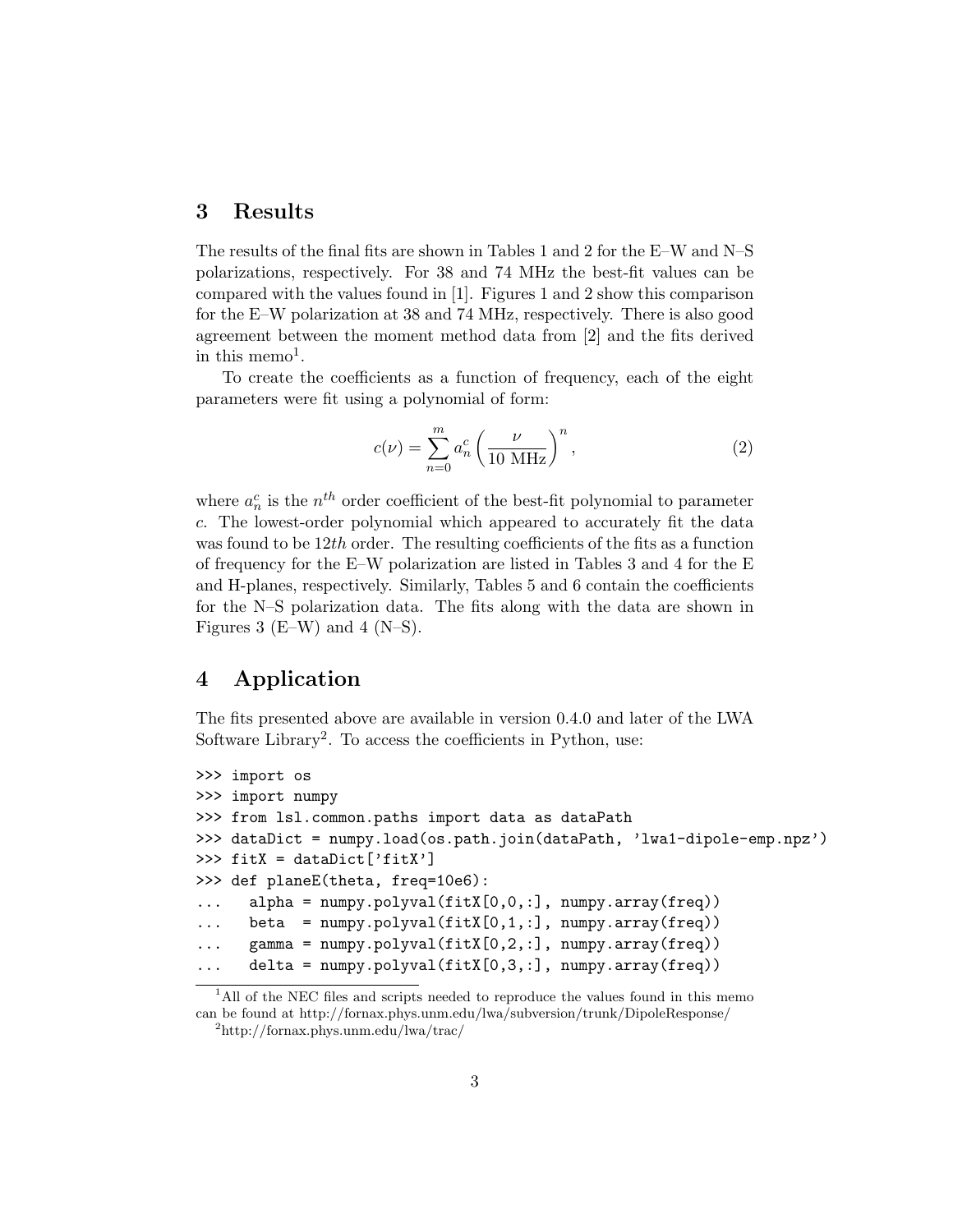## 3 Results

The results of the final fits are shown in Tables 1 and 2 for the E–W and N–S polarizations, respectively. For 38 and 74 MHz the best-fit values can be compared with the values found in [1]. Figures 1 and 2 show this comparison for the E–W polarization at 38 and 74 MHz, respectively. There is also good agreement between the moment method data from [2] and the fits derived in this memo[1].

To create the coefficients as a function of frequency, each of the eight parameters were fit using a polynomial of form:

$$c(\nu) = \sum_{n=0}^{m} a_n^c \left( \frac{\nu}{10 \text{ MHz}} \right)^n, \tag{2}$$

where $a_n^c$ is the $n^{th}$ order coefficient of the best-fit polynomial to parameter $c$. The lowest-order polynomial which appeared to accurately fit the data was found to be $12th$ order. The resulting coefficients of the fits as a function of frequency for the E–W polarization are listed in Tables 3 and 4 for the E and H-planes, respectively. Similarly, Tables 5 and 6 contain the coefficients for the N–S polarization data. The fits along with the data are shown in Figures 3 (E–W) and 4 (N–S).

## 4 Application

The fits presented above are available in version 0.4.0 and later of the LWA Software Library[2]. To access the coefficients in Python, use:

```
>>> import os
>>> import numpy
>>> from lsl.common.paths import data as dataPath
>>> dataDict = numpy.load(os.path.join(dataPath, 'lwa1-dipole-emp.npz')
>>> fitX = dataDict['fitX']
>>> def planeE(theta, freq=10e6):
...     alpha = numpy.polyval(fitX[0,0,:], numpy.array(freq))
...     beta  = numpy.polyval(fitX[0,1,:], numpy.array(freq))
...     gamma = numpy.polyval(fitX[0,2,:], numpy.array(freq))
...     delta = numpy.polyval(fitX[0,3,:], numpy.array(freq))
```

[1] All of the NEC files and scripts needed to reproduce the values found in this memo can be found at http://fornax.phys.unm.edu/lwa/subversion/trunk/DipoleResponse/

[2] http://fornax.phys.unm.edu/lwa/trac/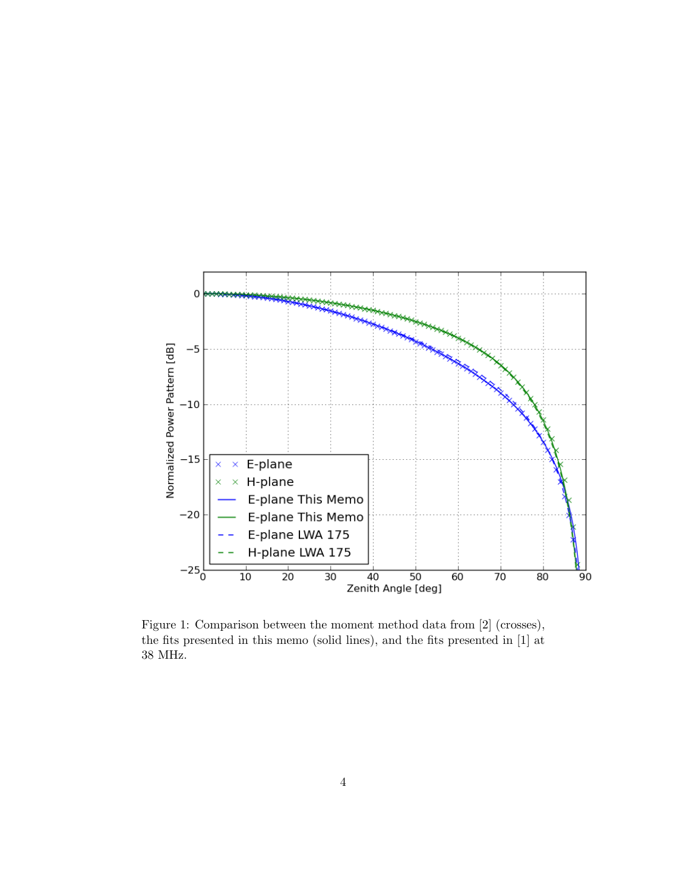Figure 1: Comparison between the moment method data from [2] (crosses), the fits presented in this memo (solid lines), and the fits presented in [1] at 38 MHz.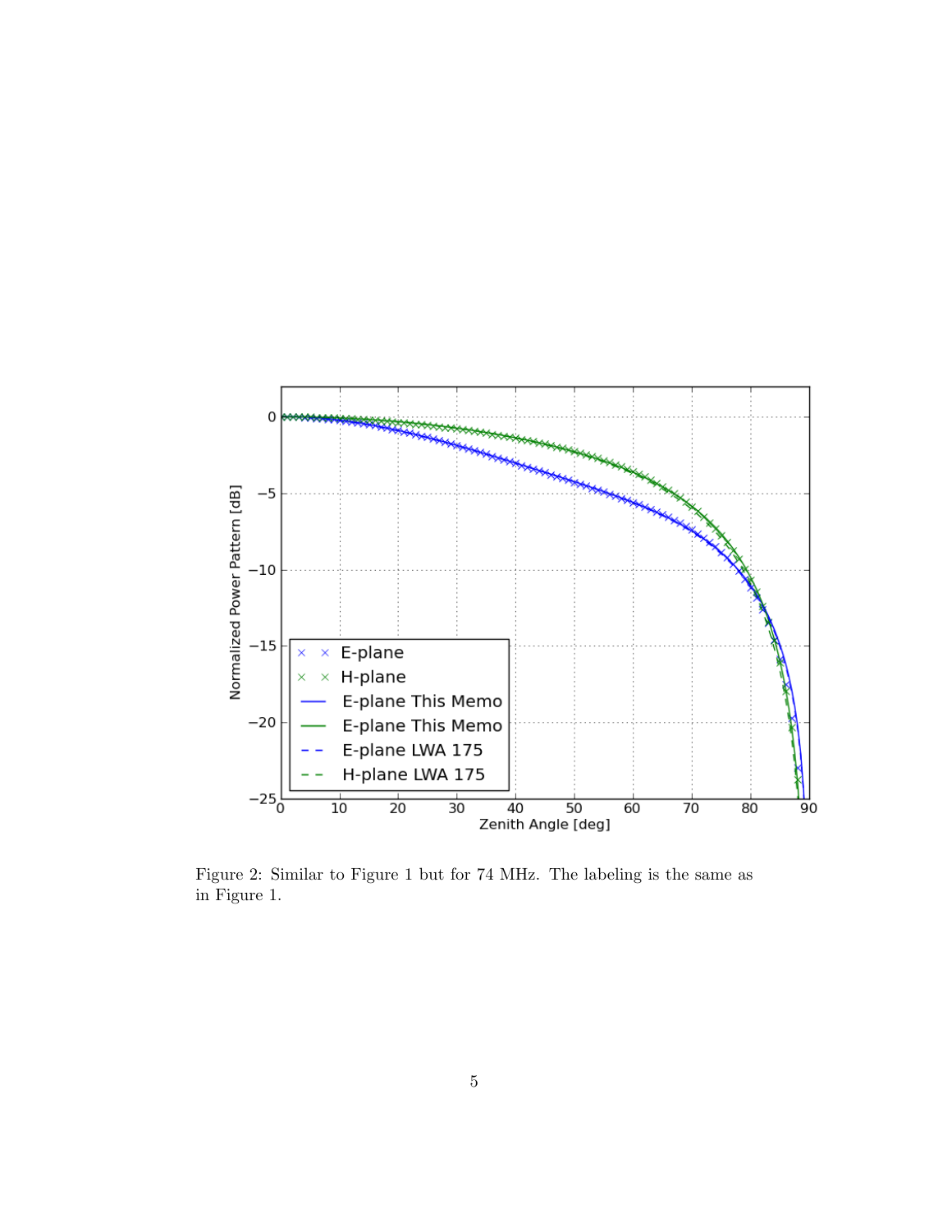Figure 2: Similar to Figure 1 but for 74 MHz. The labeling is the same as in Figure 1.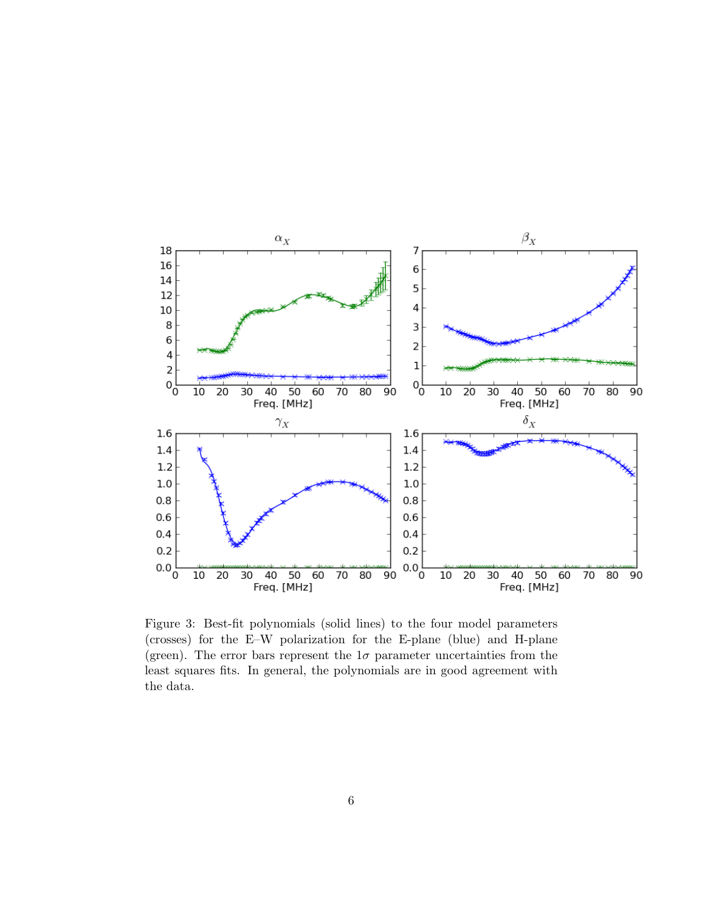Figure 3: Best-fit polynomials (solid lines) to the four model parameters (crosses) for the E–W polarization for the E-plane (blue) and H-plane (green). The error bars represent the $1\sigma$ parameter uncertainties from the least squares fits. In general, the polynomials are in good agreement with the data.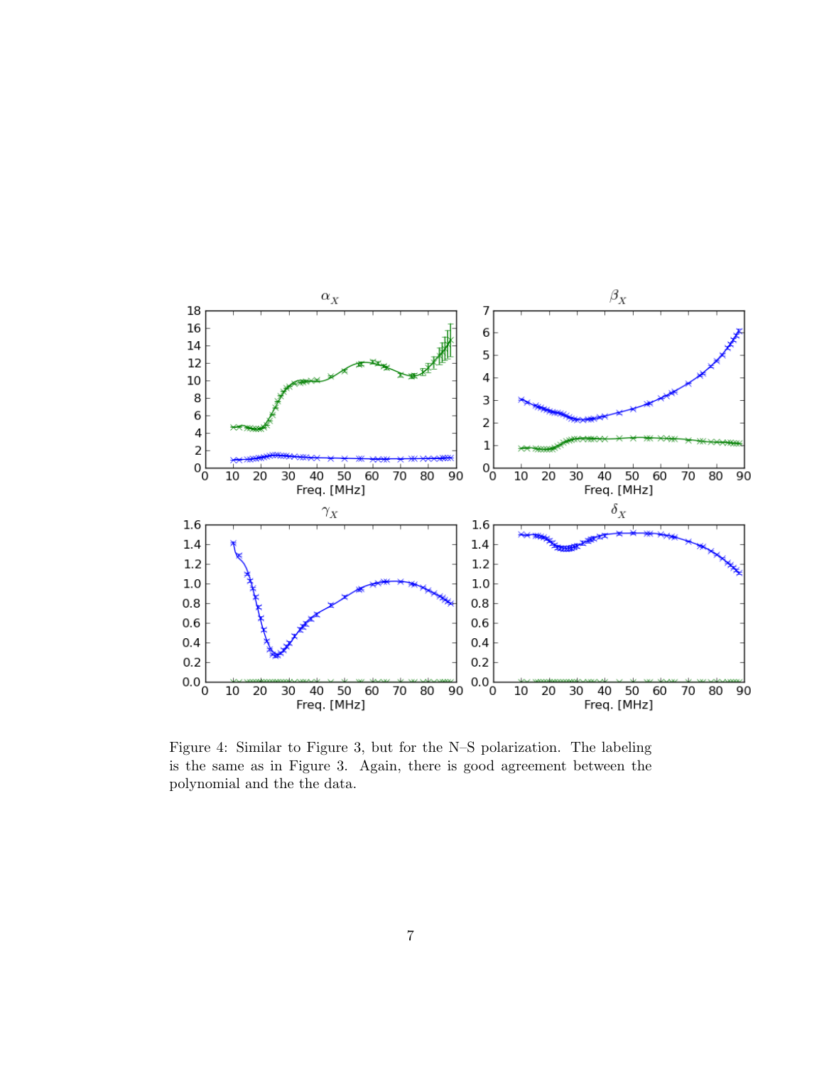Figure 4: Similar to Figure 3, but for the N–S polarization. The labeling is the same as in Figure 3. Again, there is good agreement between the polynomial and the the data.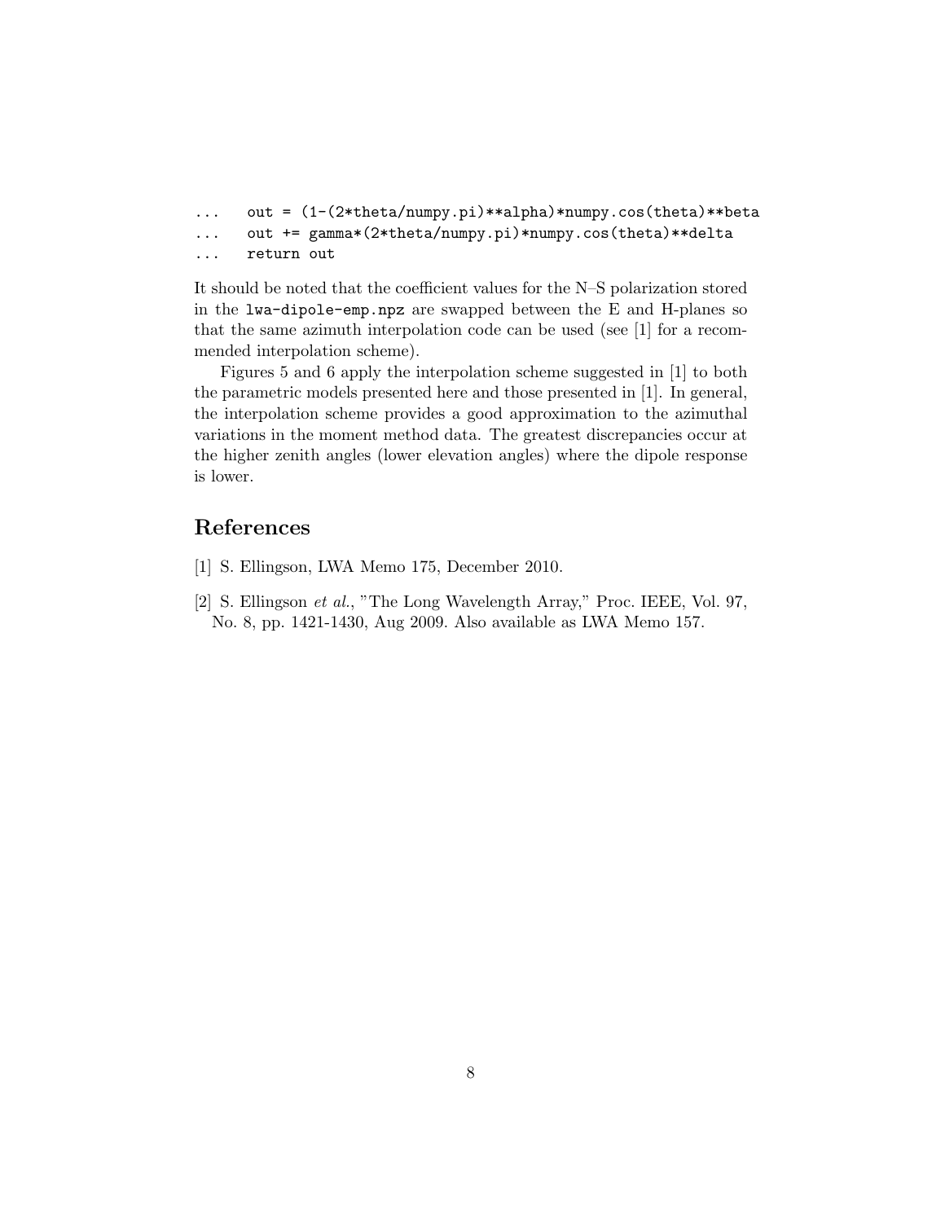```
...     out = (1-(2*theta/numpy.pi)**alpha)*numpy.cos(theta)**beta
...     out += gamma*(2*theta/numpy.pi)*numpy.cos(theta)**delta
...     return out
```

It should be noted that the coefficient values for the N–S polarization stored in the `lwa-dipole-emp.npz` are swapped between the E and H-planes so that the same azimuth interpolation code can be used (see [1] for a recommended interpolation scheme).

Figures 5 and 6 apply the interpolation scheme suggested in [1] to both the parametric models presented here and those presented in [1]. In general, the interpolation scheme provides a good approximation to the azimuthal variations in the moment method data. The greatest discrepancies occur at the higher zenith angles (lower elevation angles) where the dipole response is lower.

# References

[1] S. Ellingson, LWA Memo 175, December 2010.

[2] S. Ellingson *et al.*, "The Long Wavelength Array," Proc. IEEE, Vol. 97, No. 8, pp. 1421-1430, Aug 2009. Also available as LWA Memo 157.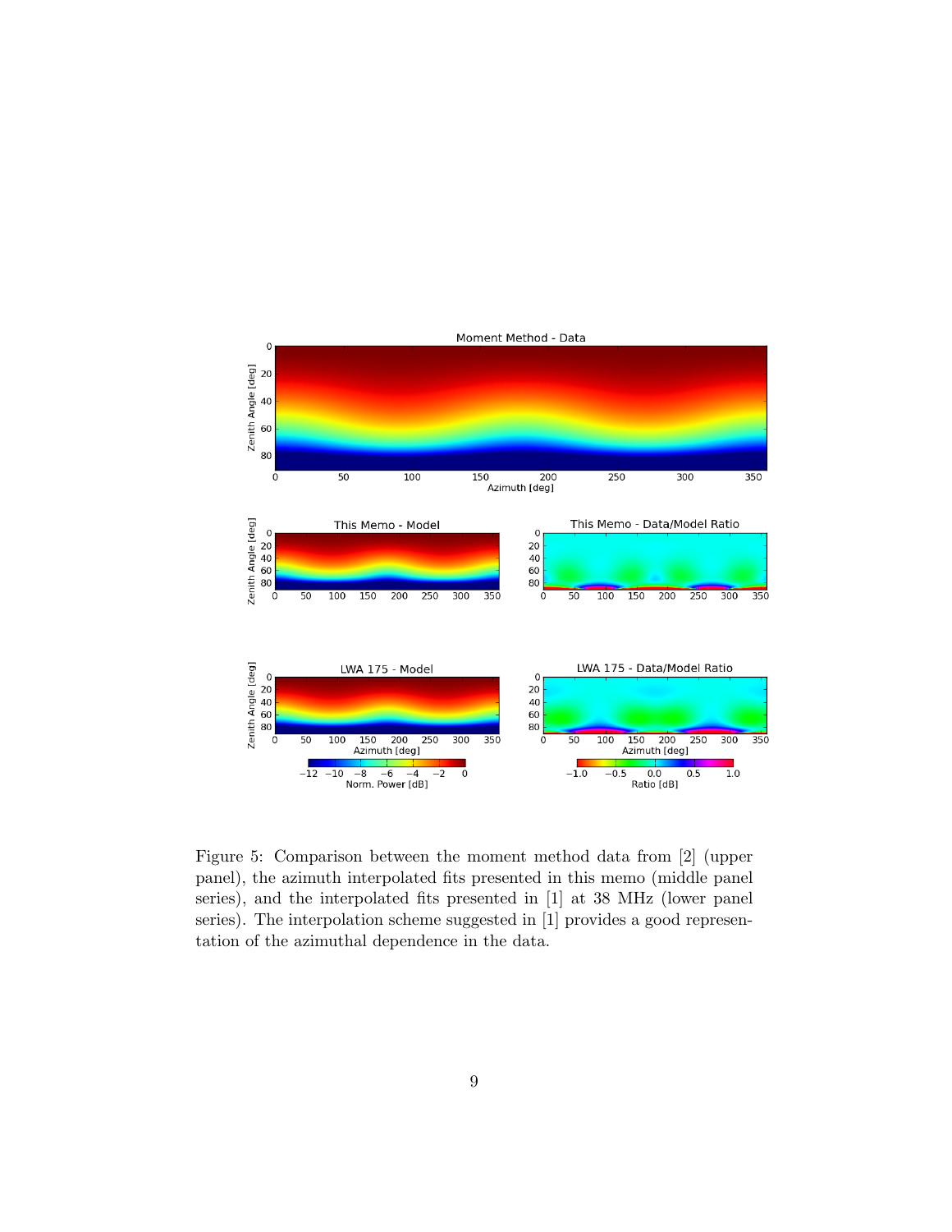Figure 5: Comparison between the moment method data from [2] (upper panel), the azimuth interpolated fits presented in this memo (middle panel series), and the interpolated fits presented in [1] at 38 MHz (lower panel series). The interpolation scheme suggested in [1] provides a good representation of the azimuthal dependence in the data.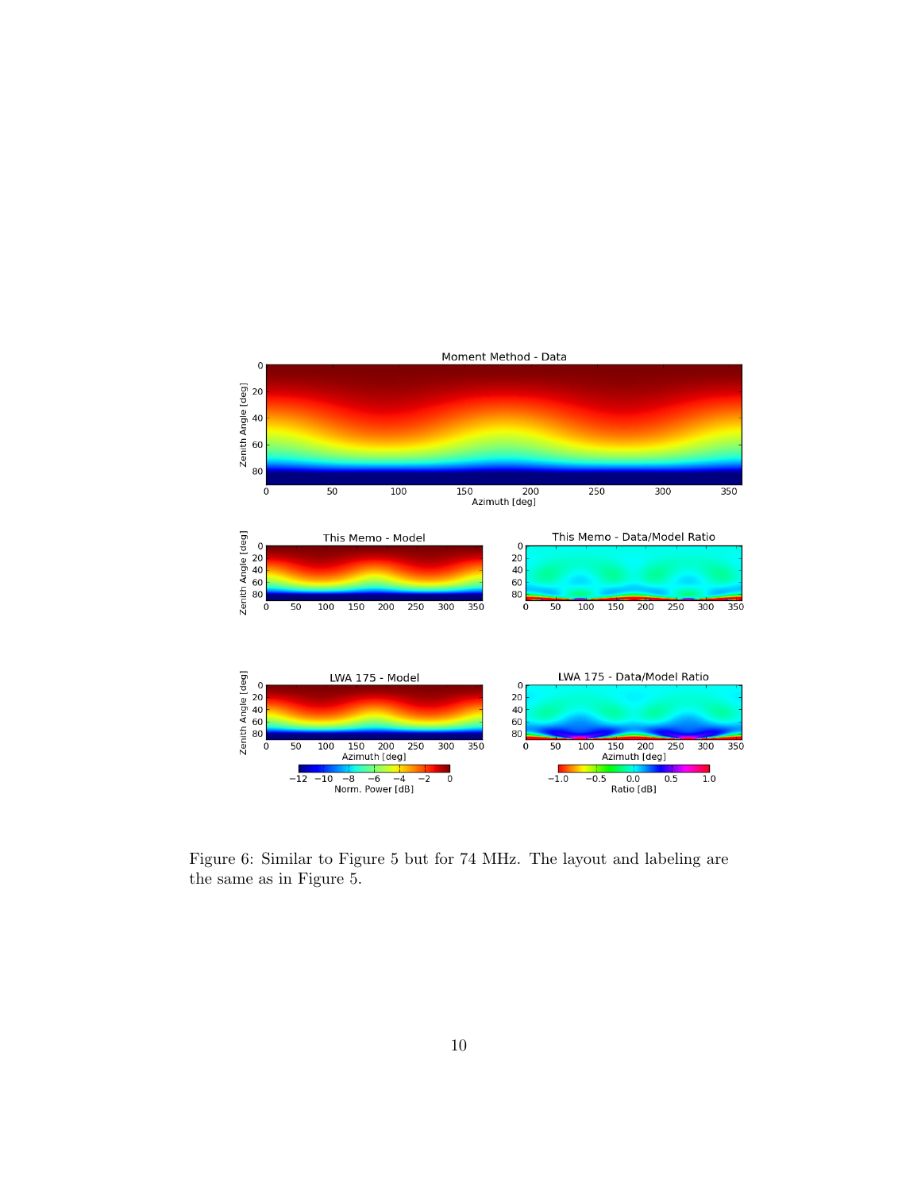Figure 6: Similar to Figure 5 but for 74 MHz. The layout and labeling are the same as in Figure 5.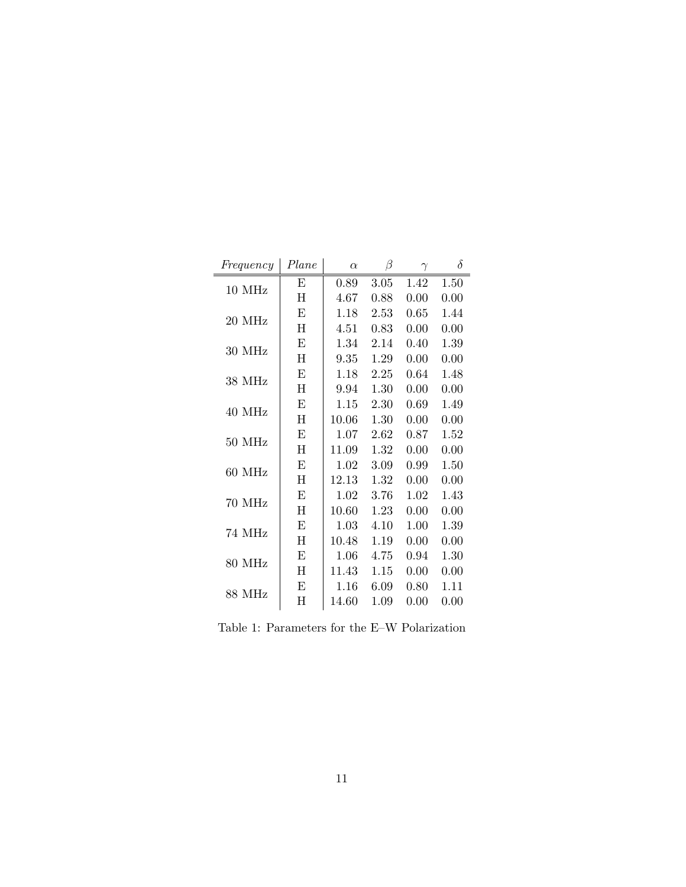| *Frequency* | *Plane* | $\alpha$ | $\beta$ | $\gamma$ | $\delta$ |
|---|---|---|---|---|---|
| 10 MHz | E | 0.89 | 3.05 | 1.42 | 1.50 |
| | H | 4.67 | 0.88 | 0.00 | 0.00 |
| 20 MHz | E | 1.18 | 2.53 | 0.65 | 1.44 |
| | H | 4.51 | 0.83 | 0.00 | 0.00 |
| 30 MHz | E | 1.34 | 2.14 | 0.40 | 1.39 |
| | H | 9.35 | 1.29 | 0.00 | 0.00 |
| 38 MHz | E | 1.18 | 2.25 | 0.64 | 1.48 |
| | H | 9.94 | 1.30 | 0.00 | 0.00 |
| 40 MHz | E | 1.15 | 2.30 | 0.69 | 1.49 |
| | H | 10.06 | 1.30 | 0.00 | 0.00 |
| 50 MHz | E | 1.07 | 2.62 | 0.87 | 1.52 |
| | H | 11.09 | 1.32 | 0.00 | 0.00 |
| 60 MHz | E | 1.02 | 3.09 | 0.99 | 1.50 |
| | H | 12.13 | 1.32 | 0.00 | 0.00 |
| 70 MHz | E | 1.02 | 3.76 | 1.02 | 1.43 |
| | H | 10.60 | 1.23 | 0.00 | 0.00 |
| 74 MHz | E | 1.03 | 4.10 | 1.00 | 1.39 |
| | H | 10.48 | 1.19 | 0.00 | 0.00 |
| 80 MHz | E | 1.06 | 4.75 | 0.94 | 1.30 |
| | H | 11.43 | 1.15 | 0.00 | 0.00 |
| 88 MHz | E | 1.16 | 6.09 | 0.80 | 1.11 |
| | H | 14.60 | 1.09 | 0.00 | 0.00 |

Table 1: Parameters for the E–W Polarization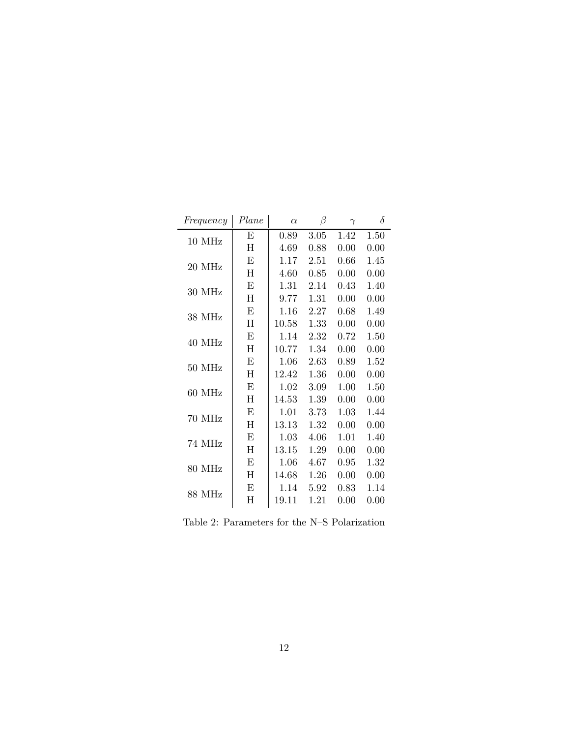| *Frequency* | *Plane* | $\alpha$ | $\beta$ | $\gamma$ | $\delta$ |
|---|---|---|---|---|---|
| 10 MHz | E | 0.89 | 3.05 | 1.42 | 1.50 |
| | H | 4.69 | 0.88 | 0.00 | 0.00 |
| 20 MHz | E | 1.17 | 2.51 | 0.66 | 1.45 |
| | H | 4.60 | 0.85 | 0.00 | 0.00 |
| 30 MHz | E | 1.31 | 2.14 | 0.43 | 1.40 |
| | H | 9.77 | 1.31 | 0.00 | 0.00 |
| 38 MHz | E | 1.16 | 2.27 | 0.68 | 1.49 |
| | H | 10.58 | 1.33 | 0.00 | 0.00 |
| 40 MHz | E | 1.14 | 2.32 | 0.72 | 1.50 |
| | H | 10.77 | 1.34 | 0.00 | 0.00 |
| 50 MHz | E | 1.06 | 2.63 | 0.89 | 1.52 |
| | H | 12.42 | 1.36 | 0.00 | 0.00 |
| 60 MHz | E | 1.02 | 3.09 | 1.00 | 1.50 |
| | H | 14.53 | 1.39 | 0.00 | 0.00 |
| 70 MHz | E | 1.01 | 3.73 | 1.03 | 1.44 |
| | H | 13.13 | 1.32 | 0.00 | 0.00 |
| 74 MHz | E | 1.03 | 4.06 | 1.01 | 1.40 |
| | H | 13.15 | 1.29 | 0.00 | 0.00 |
| 80 MHz | E | 1.06 | 4.67 | 0.95 | 1.32 |
| | H | 14.68 | 1.26 | 0.00 | 0.00 |
| 88 MHz | E | 1.14 | 5.92 | 0.83 | 1.14 |
| | H | 19.11 | 1.21 | 0.00 | 0.00 |

Table 2: Parameters for the N–S Polarization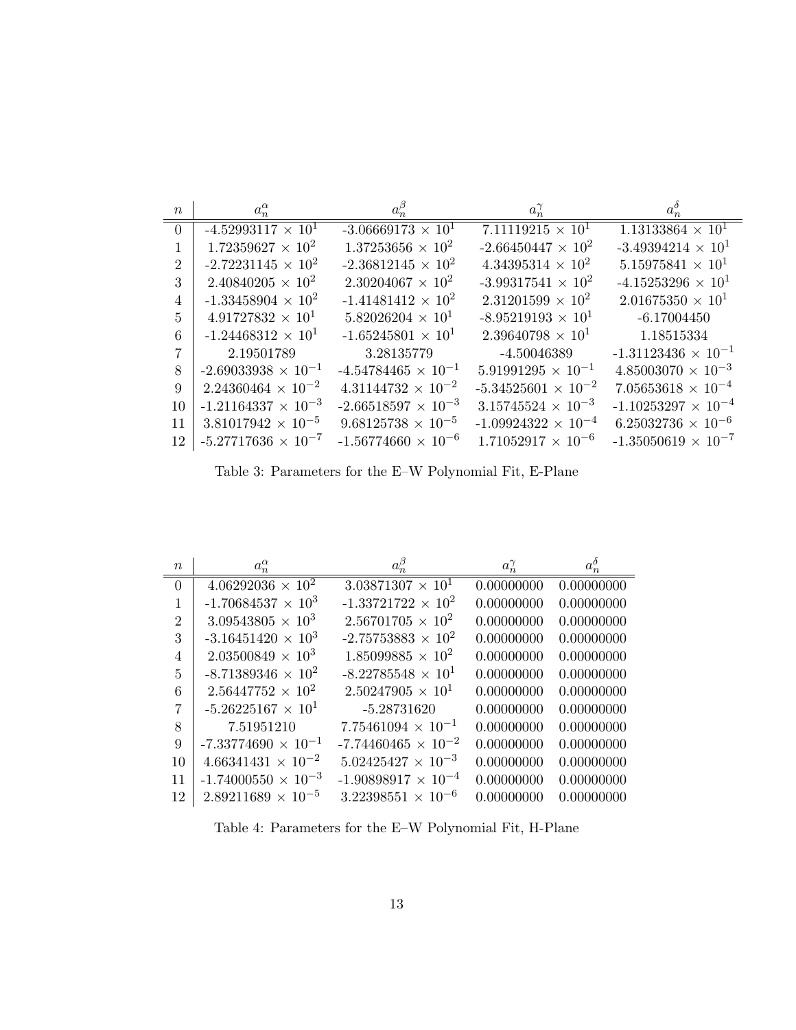| $n$ | $a_n^\alpha$ | $a_n^\beta$ | $a_n^\gamma$ | $a_n^\delta$ |
|---|---|---|---|---|
| 0 | -4.52993117 $\times 10^1$ | -3.06669173 $\times 10^1$ | 7.11119215 $\times 10^1$ | 1.13133864 $\times 10^1$ |
| 1 | 1.72359627 $\times 10^2$ | 1.37253656 $\times 10^2$ | -2.66450447 $\times 10^2$ | -3.49394214 $\times 10^1$ |
| 2 | -2.72231145 $\times 10^2$ | -2.36812145 $\times 10^2$ | 4.34395314 $\times 10^2$ | 5.15975841 $\times 10^1$ |
| 3 | 2.40840205 $\times 10^2$ | 2.30204067 $\times 10^2$ | -3.99317541 $\times 10^2$ | -4.15253296 $\times 10^1$ |
| 4 | -1.33458904 $\times 10^2$ | -1.41481412 $\times 10^2$ | 2.31201599 $\times 10^2$ | 2.01675350 $\times 10^1$ |
| 5 | 4.91727832 $\times 10^1$ | 5.82026204 $\times 10^1$ | -8.95219193 $\times 10^1$ | -6.17004450 |
| 6 | -1.24468312 $\times 10^1$ | -1.65245801 $\times 10^1$ | 2.39640798 $\times 10^1$ | 1.18515334 |
| 7 | 2.19501789 | 3.28135779 | -4.50046389 | -1.31123436 $\times 10^{-1}$ |
| 8 | -2.69033938 $\times 10^{-1}$ | -4.54784465 $\times 10^{-1}$ | 5.91991295 $\times 10^{-1}$ | 4.85003070 $\times 10^{-3}$ |
| 9 | 2.24360464 $\times 10^{-2}$ | 4.31144732 $\times 10^{-2}$ | -5.34525601 $\times 10^{-2}$ | 7.05653618 $\times 10^{-4}$ |
| 10 | -1.21164337 $\times 10^{-3}$ | -2.66518597 $\times 10^{-3}$ | 3.15745524 $\times 10^{-3}$ | -1.10253297 $\times 10^{-4}$ |
| 11 | 3.81017942 $\times 10^{-5}$ | 9.68125738 $\times 10^{-5}$ | -1.09924322 $\times 10^{-4}$ | 6.25032736 $\times 10^{-6}$ |
| 12 | -5.27717636 $\times 10^{-7}$ | -1.56774660 $\times 10^{-6}$ | 1.71052917 $\times 10^{-6}$ | -1.35050619 $\times 10^{-7}$ |

Table 3: Parameters for the E–W Polynomial Fit, E-Plane

| $n$ | $a_n^\alpha$ | $a_n^\beta$ | $a_n^\gamma$ | $a_n^\delta$ |
|---|---|---|---|---|
| 0 | 4.06292036 $\times 10^2$ | 3.03871307 $\times 10^1$ | 0.00000000 | 0.00000000 |
| 1 | -1.70684537 $\times 10^3$ | -1.33721722 $\times 10^2$ | 0.00000000 | 0.00000000 |
| 2 | 3.09543805 $\times 10^3$ | 2.56701705 $\times 10^2$ | 0.00000000 | 0.00000000 |
| 3 | -3.16451420 $\times 10^3$ | -2.75753883 $\times 10^2$ | 0.00000000 | 0.00000000 |
| 4 | 2.03500849 $\times 10^3$ | 1.85099885 $\times 10^2$ | 0.00000000 | 0.00000000 |
| 5 | -8.71389346 $\times 10^2$ | -8.22785548 $\times 10^1$ | 0.00000000 | 0.00000000 |
| 6 | 2.56447752 $\times 10^2$ | 2.50247905 $\times 10^1$ | 0.00000000 | 0.00000000 |
| 7 | -5.26225167 $\times 10^1$ | -5.28731620 | 0.00000000 | 0.00000000 |
| 8 | 7.51951210 | 7.75461094 $\times 10^{-1}$ | 0.00000000 | 0.00000000 |
| 9 | -7.33774690 $\times 10^{-1}$ | -7.74460465 $\times 10^{-2}$ | 0.00000000 | 0.00000000 |
| 10 | 4.66341431 $\times 10^{-2}$ | 5.02425427 $\times 10^{-3}$ | 0.00000000 | 0.00000000 |
| 11 | -1.74000550 $\times 10^{-3}$ | -1.90898917 $\times 10^{-4}$ | 0.00000000 | 0.00000000 |
| 12 | 2.89211689 $\times 10^{-5}$ | 3.22398551 $\times 10^{-6}$ | 0.00000000 | 0.00000000 |

Table 4: Parameters for the E–W Polynomial Fit, H-Plane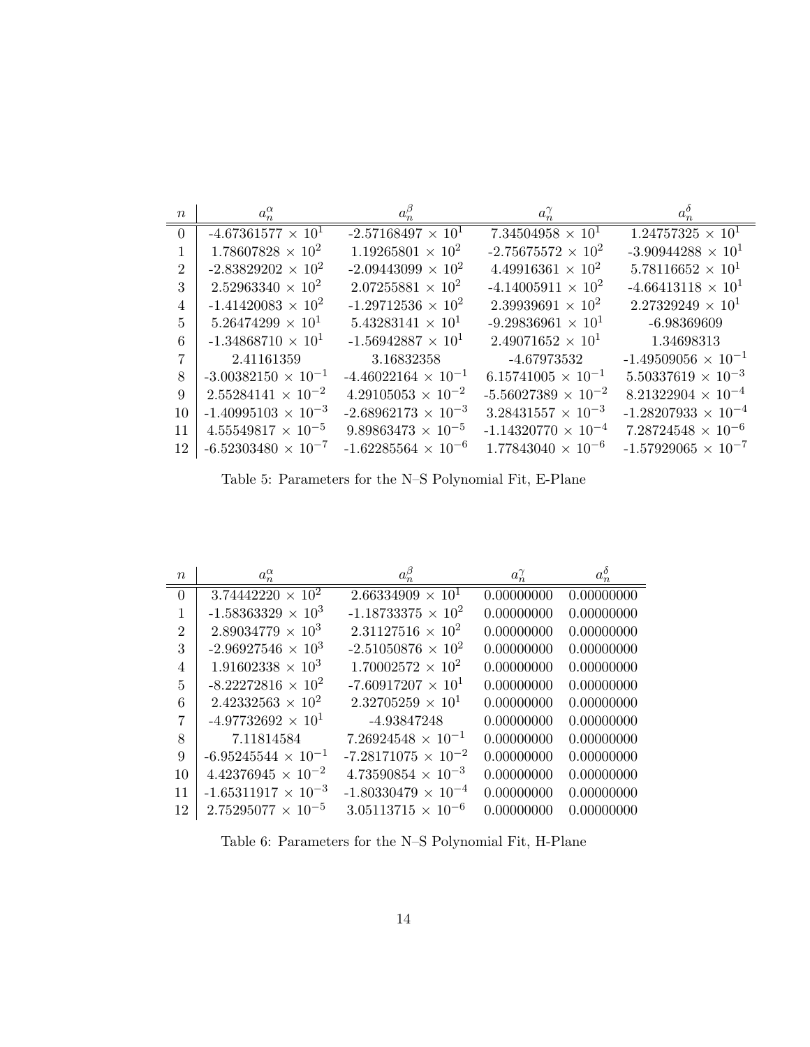| $n$ | $a_n^\alpha$ | $a_n^\beta$ | $a_n^\gamma$ | $a_n^\delta$ |
|---|---|---|---|---|
| 0 | $-4.67361577 \times 10^1$ | $-2.57168497 \times 10^1$ | $7.34504958 \times 10^1$ | $1.24757325 \times 10^1$ |
| 1 | $1.78607828 \times 10^2$ | $1.19265801 \times 10^2$ | $-2.75675572 \times 10^2$ | $-3.90944288 \times 10^1$ |
| 2 | $-2.83829202 \times 10^2$ | $-2.09443099 \times 10^2$ | $4.49916361 \times 10^2$ | $5.78116652 \times 10^1$ |
| 3 | $2.52963340 \times 10^2$ | $2.07255881 \times 10^2$ | $-4.14005911 \times 10^2$ | $-4.66413118 \times 10^1$ |
| 4 | $-1.41420083 \times 10^2$ | $-1.29712536 \times 10^2$ | $2.39939691 \times 10^2$ | $2.27329249 \times 10^1$ |
| 5 | $5.26474299 \times 10^1$ | $5.43283141 \times 10^1$ | $-9.29836961 \times 10^1$ | -6.98369609 |
| 6 | $-1.34868710 \times 10^1$ | $-1.56942887 \times 10^1$ | $2.49071652 \times 10^1$ | 1.34698313 |
| 7 | 2.41161359 | 3.16832358 | -4.67973532 | $-1.49509056 \times 10^{-1}$ |
| 8 | $-3.00382150 \times 10^{-1}$ | $-4.46022164 \times 10^{-1}$ | $6.15741005 \times 10^{-1}$ | $5.50337619 \times 10^{-3}$ |
| 9 | $2.55284141 \times 10^{-2}$ | $4.29105053 \times 10^{-2}$ | $-5.56027389 \times 10^{-2}$ | $8.21322904 \times 10^{-4}$ |
| 10 | $-1.40995103 \times 10^{-3}$ | $-2.68962173 \times 10^{-3}$ | $3.28431557 \times 10^{-3}$ | $-1.28207933 \times 10^{-4}$ |
| 11 | $4.55549817 \times 10^{-5}$ | $9.89863473 \times 10^{-5}$ | $-1.14320770 \times 10^{-4}$ | $7.28724548 \times 10^{-6}$ |
| 12 | $-6.52303480 \times 10^{-7}$ | $-1.62285564 \times 10^{-6}$ | $1.77843040 \times 10^{-6}$ | $-1.57929065 \times 10^{-7}$ |

Table 5: Parameters for the N–S Polynomial Fit, E-Plane

| $n$ | $a_n^\alpha$ | $a_n^\beta$ | $a_n^\gamma$ | $a_n^\delta$ |
|---|---|---|---|---|
| 0 | $3.74442220 \times 10^2$ | $2.66334909 \times 10^1$ | 0.00000000 | 0.00000000 |
| 1 | $-1.58363329 \times 10^3$ | $-1.18733375 \times 10^2$ | 0.00000000 | 0.00000000 |
| 2 | $2.89034779 \times 10^3$ | $2.31127516 \times 10^2$ | 0.00000000 | 0.00000000 |
| 3 | $-2.96927546 \times 10^3$ | $-2.51050876 \times 10^2$ | 0.00000000 | 0.00000000 |
| 4 | $1.91602338 \times 10^3$ | $1.70002572 \times 10^2$ | 0.00000000 | 0.00000000 |
| 5 | $-8.22272816 \times 10^2$ | $-7.60917207 \times 10^1$ | 0.00000000 | 0.00000000 |
| 6 | $2.42332563 \times 10^2$ | $2.32705259 \times 10^1$ | 0.00000000 | 0.00000000 |
| 7 | $-4.97732692 \times 10^1$ | -4.93847248 | 0.00000000 | 0.00000000 |
| 8 | 7.11814584 | $7.26924548 \times 10^{-1}$ | 0.00000000 | 0.00000000 |
| 9 | $-6.95245544 \times 10^{-1}$ | $-7.28171075 \times 10^{-2}$ | 0.00000000 | 0.00000000 |
| 10 | $4.42376945 \times 10^{-2}$ | $4.73590854 \times 10^{-3}$ | 0.00000000 | 0.00000000 |
| 11 | $-1.65311917 \times 10^{-3}$ | $-1.80330479 \times 10^{-4}$ | 0.00000000 | 0.00000000 |
| 12 | $2.75295077 \times 10^{-5}$ | $3.05113715 \times 10^{-6}$ | 0.00000000 | 0.00000000 |

Table 6: Parameters for the N–S Polynomial Fit, H-Plane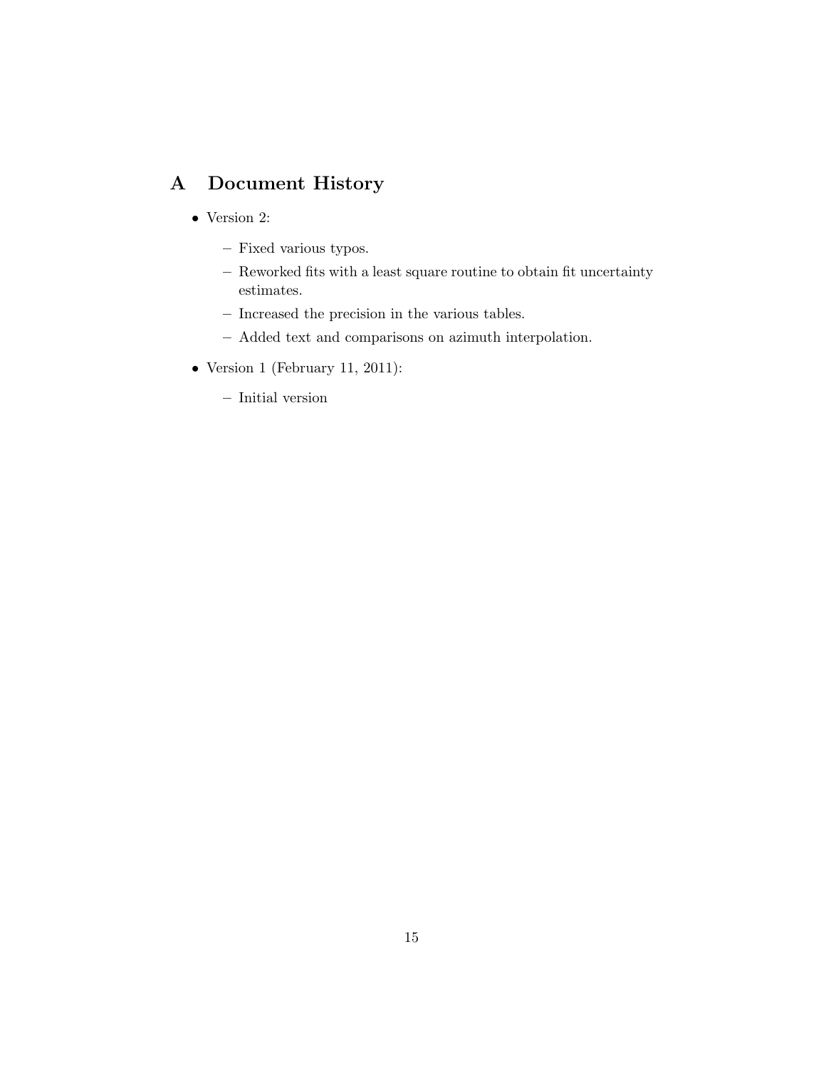# A Document History

- Version 2:
  - Fixed various typos.
  - Reworked fits with a least square routine to obtain fit uncertainty estimates.
  - Increased the precision in the various tables.
  - Added text and comparisons on azimuth interpolation.
- Version 1 (February 11, 2011):
  - Initial version